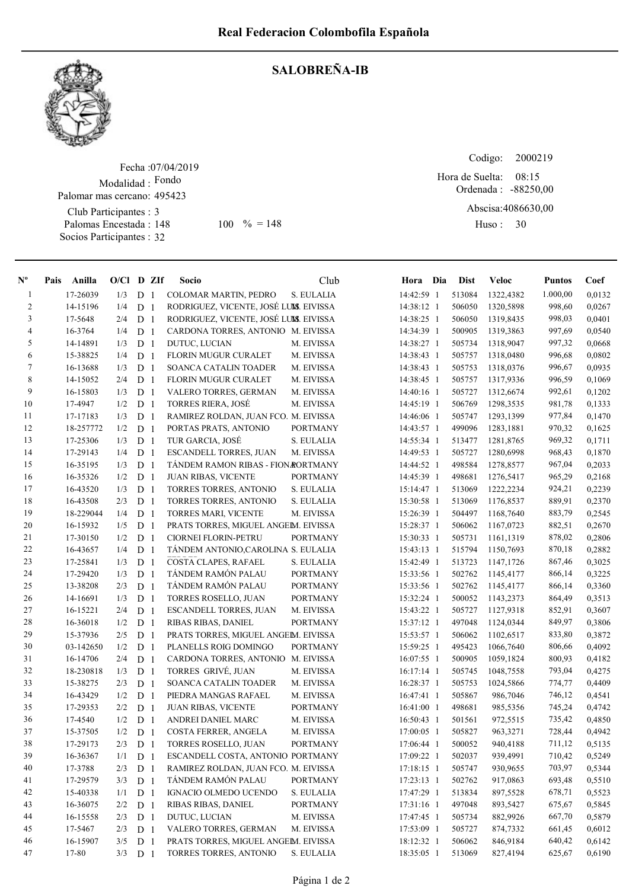# Real Federacion Colombofila Española

## SALOBREÑA-IB

Fecha :07/04/2019
Modalidad : Fondo
Palomar mas cercano: 495423
Club Participantes : 3
Palomas Encestada : 148    100 % = 148
Socios Participantes : 32

Codigo: 2000219
Hora de Suelta: 08:15
Ordenada : -88250,00
Abscisa:4086630,00
Huso : 30

| Nº | Pais | Anilla | O/Cl | D | ZIf | Socio | Club | Hora | Dia | Dist | Veloc | Puntos | Coef |
|---|---|---|---|---|---|---|---|---|---|---|---|---|---|
| 1 | | 17-26039 | 1/3 | D | 1 | COLOMAR MARTIN, PEDRO | S. EULALIA | 14:42:59 | 1 | 513084 | 1322,4382 | 1.000,00 | 0,0132 |
| 2 | | 14-15196 | 1/4 | D | 1 | RODRIGUEZ, VICENTE, JOSÉ LUIS | M. EIVISSA | 14:38:12 | 1 | 506050 | 1320,5898 | 998,60 | 0,0267 |
| 3 | | 17-5648 | 2/4 | D | 1 | RODRIGUEZ, VICENTE, JOSÉ LUIS | M. EIVISSA | 14:38:25 | 1 | 506050 | 1319,8435 | 998,03 | 0,0401 |
| 4 | | 16-3764 | 1/4 | D | 1 | CARDONA TORRES, ANTONIO | M. EIVISSA | 14:34:39 | 1 | 500905 | 1319,3863 | 997,69 | 0,0540 |
| 5 | | 14-14891 | 1/3 | D | 1 | DUTUC, LUCIAN | M. EIVISSA | 14:38:27 | 1 | 505734 | 1318,9047 | 997,32 | 0,0668 |
| 6 | | 15-38825 | 1/4 | D | 1 | FLORIN MUGUR CURALET | M. EIVISSA | 14:38:43 | 1 | 505757 | 1318,0480 | 996,68 | 0,0802 |
| 7 | | 16-13688 | 1/3 | D | 1 | SOANCA CATALIN TOADER | M. EIVISSA | 14:38:43 | 1 | 505753 | 1318,0376 | 996,67 | 0,0935 |
| 8 | | 14-15052 | 2/4 | D | 1 | FLORIN MUGUR CURALET | M. EIVISSA | 14:38:45 | 1 | 505757 | 1317,9336 | 996,59 | 0,1069 |
| 9 | | 16-15803 | 1/3 | D | 1 | VALERO TORRES, GERMAN | M. EIVISSA | 14:40:16 | 1 | 505727 | 1312,6674 | 992,61 | 0,1202 |
| 10 | | 17-4947 | 1/2 | D | 1 | TORRES RIERA, JOSÉ | M. EIVISSA | 14:45:19 | 1 | 506769 | 1298,3535 | 981,78 | 0,1333 |
| 11 | | 17-17183 | 1/3 | D | 1 | RAMIREZ ROLDAN, JUAN FCO. | M. EIVISSA | 14:46:06 | 1 | 505747 | 1293,1399 | 977,84 | 0,1470 |
| 12 | | 18-257772 | 1/2 | D | 1 | PORTAS PRATS, ANTONIO | PORTMANY | 14:43:57 | 1 | 499096 | 1283,1881 | 970,32 | 0,1625 |
| 13 | | 17-25306 | 1/3 | D | 1 | TUR GARCIA, JOSÉ | S. EULALIA | 14:55:34 | 1 | 513477 | 1281,8765 | 969,32 | 0,1711 |
| 14 | | 17-29143 | 1/4 | D | 1 | ESCANDELL TORRES, JUAN | M. EIVISSA | 14:49:53 | 1 | 505727 | 1280,6998 | 968,43 | 0,1870 |
| 15 | | 16-35195 | 1/3 | D | 1 | TÁNDEM RAMON RIBAS - FIONA | PORTMANY | 14:44:52 | 1 | 498584 | 1278,8577 | 967,04 | 0,2033 |
| 16 | | 16-35326 | 1/2 | D | 1 | JUAN RIBAS, VICENTE | PORTMANY | 14:45:39 | 1 | 498681 | 1276,5417 | 965,29 | 0,2168 |
| 17 | | 16-43520 | 1/3 | D | 1 | TORRES TORRES, ANTONIO | S. EULALIA | 15:14:47 | 1 | 513069 | 1222,2234 | 924,21 | 0,2239 |
| 18 | | 16-43508 | 2/3 | D | 1 | TORRES TORRES, ANTONIO | S. EULALIA | 15:30:58 | 1 | 513069 | 1176,8537 | 889,91 | 0,2370 |
| 19 | | 18-229044 | 1/4 | D | 1 | TORRES MARI, VICENTE | M. EIVISSA | 15:26:39 | 1 | 504497 | 1168,7640 | 883,79 | 0,2545 |
| 20 | | 16-15932 | 1/5 | D | 1 | PRATS TORRES, MIGUEL ANGEL | M. EIVISSA | 15:28:37 | 1 | 506062 | 1167,0723 | 882,51 | 0,2670 |
| 21 | | 17-30150 | 1/2 | D | 1 | CIORNEI FLORIN-PETRU | PORTMANY | 15:30:33 | 1 | 505731 | 1161,1319 | 878,02 | 0,2806 |
| 22 | | 16-43657 | 1/4 | D | 1 | TÁNDEM ANTONIO,CAROLINA | S. EULALIA | 15:43:13 | 1 | 515794 | 1150,7693 | 870,18 | 0,2882 |
| 23 | | 17-25841 | 1/3 | D | 1 | COSTA CLAPES, RAFAEL | S. EULALIA | 15:42:49 | 1 | 513723 | 1147,1726 | 867,46 | 0,3025 |
| 24 | | 17-29420 | 1/3 | D | 1 | TÁNDEM RAMÓN PALAU | PORTMANY | 15:33:56 | 1 | 502762 | 1145,4177 | 866,14 | 0,3225 |
| 25 | | 13-38208 | 2/3 | D | 1 | TÁNDEM RAMÓN PALAU | PORTMANY | 15:33:56 | 1 | 502762 | 1145,4177 | 866,14 | 0,3360 |
| 26 | | 14-16691 | 1/3 | D | 1 | TORRES ROSELLO, JUAN | PORTMANY | 15:32:24 | 1 | 500052 | 1143,2373 | 864,49 | 0,3513 |
| 27 | | 16-15221 | 2/4 | D | 1 | ESCANDELL TORRES, JUAN | M. EIVISSA | 15:43:22 | 1 | 505727 | 1127,9318 | 852,91 | 0,3607 |
| 28 | | 16-36018 | 1/2 | D | 1 | RIBAS RIBAS, DANIEL | PORTMANY | 15:37:12 | 1 | 497048 | 1124,0344 | 849,97 | 0,3806 |
| 29 | | 15-37936 | 2/5 | D | 1 | PRATS TORRES, MIGUEL ANGEL | M. EIVISSA | 15:53:57 | 1 | 506062 | 1102,6517 | 833,80 | 0,3872 |
| 30 | | 03-142650 | 1/2 | D | 1 | PLANELLS ROIG DOMINGO | PORTMANY | 15:59:25 | 1 | 495423 | 1066,7640 | 806,66 | 0,4092 |
| 31 | | 16-14706 | 2/4 | D | 1 | CARDONA TORRES, ANTONIO | M. EIVISSA | 16:07:55 | 1 | 500905 | 1059,1824 | 800,93 | 0,4182 |
| 32 | | 18-230818 | 1/3 | D | 1 | TORRES GRIVÉ, JUAN | M. EIVISSA | 16:17:14 | 1 | 505745 | 1048,7558 | 793,04 | 0,4275 |
| 33 | | 15-38275 | 2/3 | D | 1 | SOANCA CATALIN TOADER | M. EIVISSA | 16:28:37 | 1 | 505753 | 1024,5866 | 774,77 | 0,4409 |
| 34 | | 16-43429 | 1/2 | D | 1 | PIEDRA MANGAS RAFAEL | M. EIVISSA | 16:47:41 | 1 | 505867 | 986,7046 | 746,12 | 0,4541 |
| 35 | | 17-29353 | 2/2 | D | 1 | JUAN RIBAS, VICENTE | PORTMANY | 16:41:00 | 1 | 498681 | 985,5356 | 745,24 | 0,4742 |
| 36 | | 17-4540 | 1/2 | D | 1 | ANDREI DANIEL MARC | M. EIVISSA | 16:50:43 | 1 | 501561 | 972,5515 | 735,42 | 0,4850 |
| 37 | | 15-37505 | 1/2 | D | 1 | COSTA FERRER, ANGELA | M. EIVISSA | 17:00:05 | 1 | 505827 | 963,3271 | 728,44 | 0,4942 |
| 38 | | 17-29173 | 2/3 | D | 1 | TORRES ROSELLO, JUAN | PORTMANY | 17:06:44 | 1 | 500052 | 940,4188 | 711,12 | 0,5135 |
| 39 | | 16-36367 | 1/1 | D | 1 | ESCANDELL COSTA, ANTONIO | PORTMANY | 17:09:22 | 1 | 502037 | 939,4991 | 710,42 | 0,5249 |
| 40 | | 17-3788 | 2/3 | D | 1 | RAMIREZ ROLDAN, JUAN FCO. | M. EIVISSA | 17:18:15 | 1 | 505747 | 930,9655 | 703,97 | 0,5344 |
| 41 | | 17-29579 | 3/3 | D | 1 | TÁNDEM RAMÓN PALAU | PORTMANY | 17:23:13 | 1 | 502762 | 917,0863 | 693,48 | 0,5510 |
| 42 | | 15-40338 | 1/1 | D | 1 | IGNACIO OLMEDO UCENDO | S. EULALIA | 17:47:29 | 1 | 513834 | 897,5528 | 678,71 | 0,5523 |
| 43 | | 16-36075 | 2/2 | D | 1 | RIBAS RIBAS, DANIEL | PORTMANY | 17:31:16 | 1 | 497048 | 893,5427 | 675,67 | 0,5845 |
| 44 | | 16-15558 | 2/3 | D | 1 | DUTUC, LUCIAN | M. EIVISSA | 17:47:45 | 1 | 505734 | 882,9926 | 667,70 | 0,5879 |
| 45 | | 17-5467 | 2/3 | D | 1 | VALERO TORRES, GERMAN | M. EIVISSA | 17:53:09 | 1 | 505727 | 874,7332 | 661,45 | 0,6012 |
| 46 | | 16-15907 | 3/5 | D | 1 | PRATS TORRES, MIGUEL ANGEL | M. EIVISSA | 18:12:32 | 1 | 506062 | 846,9184 | 640,42 | 0,6142 |
| 47 | | 17-80 | 3/3 | D | 1 | TORRES TORRES, ANTONIO | S. EULALIA | 18:35:05 | 1 | 513069 | 827,4194 | 625,67 | 0,6190 |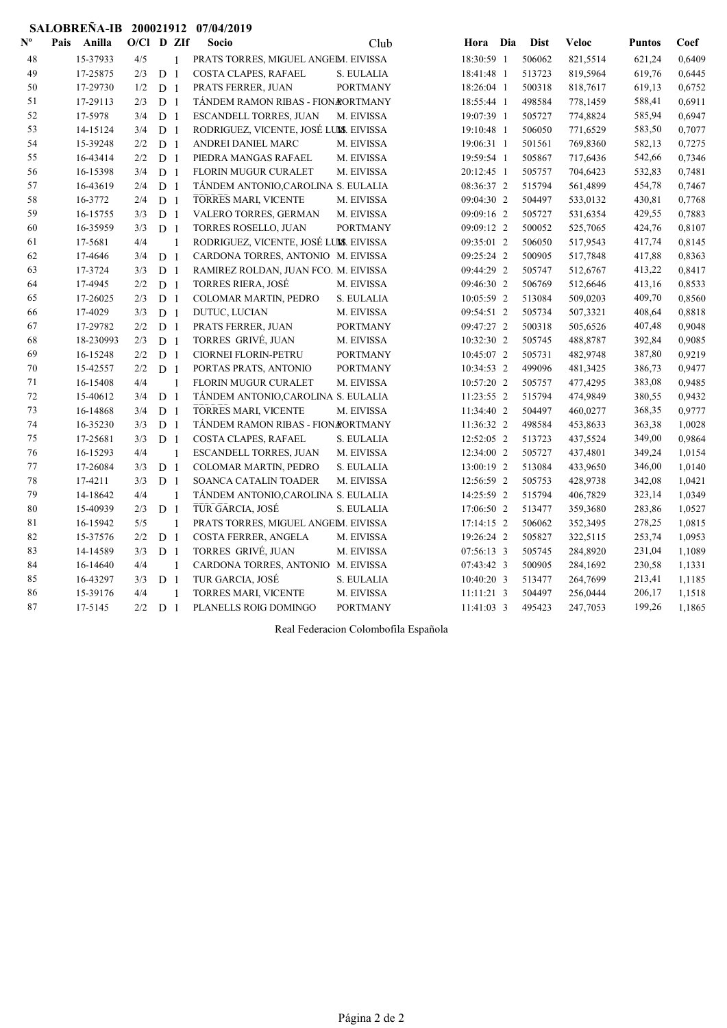**SALOBREÑA-IB 200021912 07/04/2019**

| Nº | Pais | Anilla | O/Cl | D | ZIf | Socio | Club | Hora | Dia | Dist | Veloc | Puntos | Coef |
|---|---|---|---|---|---|---|---|---|---|---|---|---|---|
| 48 | | 15-37933 | 4/5 | | 1 | PRATS TORRES, MIGUEL ANGEL | M. EIVISSA | 18:30:59 | 1 | 506062 | 821,5514 | 621,24 | 0,6409 |
| 49 | | 17-25875 | 2/3 | D | 1 | COSTA CLAPES, RAFAEL | S. EULALIA | 18:41:48 | 1 | 513723 | 819,5964 | 619,76 | 0,6445 |
| 50 | | 17-29730 | 1/2 | D | 1 | PRATS FERRER, JUAN | PORTMANY | 18:26:04 | 1 | 500318 | 818,7617 | 619,13 | 0,6752 |
| 51 | | 17-29113 | 2/3 | D | 1 | TÁNDEM RAMON RIBAS - FIONA | PORTMANY | 18:55:44 | 1 | 498584 | 778,1459 | 588,41 | 0,6911 |
| 52 | | 17-5978 | 3/4 | D | 1 | ESCANDELL TORRES, JUAN | M. EIVISSA | 19:07:39 | 1 | 505727 | 774,8824 | 585,94 | 0,6947 |
| 53 | | 14-15124 | 3/4 | D | 1 | RODRIGUEZ, VICENTE, JOSÉ LUIS | M. EIVISSA | 19:10:48 | 1 | 506050 | 771,6529 | 583,50 | 0,7077 |
| 54 | | 15-39248 | 2/2 | D | 1 | ANDREI DANIEL MARC | M. EIVISSA | 19:06:31 | 1 | 501561 | 769,8360 | 582,13 | 0,7275 |
| 55 | | 16-43414 | 2/2 | D | 1 | PIEDRA MANGAS RAFAEL | M. EIVISSA | 19:59:54 | 1 | 505867 | 717,6436 | 542,66 | 0,7346 |
| 56 | | 16-15398 | 3/4 | D | 1 | FLORIN MUGUR CURALET | M. EIVISSA | 20:12:45 | 1 | 505757 | 704,6423 | 532,83 | 0,7481 |
| 57 | | 16-43619 | 2/4 | D | 1 | TÁNDEM ANTONIO,CAROLINA | S. EULALIA | 08:36:37 | 2 | 515794 | 561,4899 | 454,78 | 0,7467 |
| 58 | | 16-3772 | 2/4 | D | 1 | TORRES MARI, VICENTE | M. EIVISSA | 09:04:30 | 2 | 504497 | 533,0132 | 430,81 | 0,7768 |
| 59 | | 16-15755 | 3/3 | D | 1 | VALERO TORRES, GERMAN | M. EIVISSA | 09:09:16 | 2 | 505727 | 531,6354 | 429,55 | 0,7883 |
| 60 | | 16-35959 | 3/3 | D | 1 | TORRES ROSELLO, JUAN | PORTMANY | 09:09:12 | 2 | 500052 | 525,7065 | 424,76 | 0,8107 |
| 61 | | 17-5681 | 4/4 | | 1 | RODRIGUEZ, VICENTE, JOSÉ LUIS | M. EIVISSA | 09:35:01 | 2 | 506050 | 517,9543 | 417,74 | 0,8145 |
| 62 | | 17-4646 | 3/4 | D | 1 | CARDONA TORRES, ANTONIO | M. EIVISSA | 09:25:24 | 2 | 500905 | 517,7848 | 417,88 | 0,8363 |
| 63 | | 17-3724 | 3/3 | D | 1 | RAMIREZ ROLDAN, JUAN FCO. | M. EIVISSA | 09:44:29 | 2 | 505747 | 512,6767 | 413,22 | 0,8417 |
| 64 | | 17-4945 | 2/2 | D | 1 | TORRES RIERA, JOSÉ | M. EIVISSA | 09:46:30 | 2 | 506769 | 512,6646 | 413,16 | 0,8533 |
| 65 | | 17-26025 | 2/3 | D | 1 | COLOMAR MARTIN, PEDRO | S. EULALIA | 10:05:59 | 2 | 513084 | 509,0203 | 409,70 | 0,8560 |
| 66 | | 17-4029 | 3/3 | D | 1 | DUTUC, LUCIAN | M. EIVISSA | 09:54:51 | 2 | 505734 | 507,3321 | 408,64 | 0,8818 |
| 67 | | 17-29782 | 2/2 | D | 1 | PRATS FERRER, JUAN | PORTMANY | 09:47:27 | 2 | 500318 | 505,6526 | 407,48 | 0,9048 |
| 68 | | 18-230993 | 2/3 | D | 1 | TORRES GRIVÉ, JUAN | M. EIVISSA | 10:32:30 | 2 | 505745 | 488,8787 | 392,84 | 0,9085 |
| 69 | | 16-15248 | 2/2 | D | 1 | CIORNEI FLORIN-PETRU | PORTMANY | 10:45:07 | 2 | 505731 | 482,9748 | 387,80 | 0,9219 |
| 70 | | 15-42557 | 2/2 | D | 1 | PORTAS PRATS, ANTONIO | PORTMANY | 10:34:53 | 2 | 499096 | 481,3425 | 386,73 | 0,9477 |
| 71 | | 16-15408 | 4/4 | | 1 | FLORIN MUGUR CURALET | M. EIVISSA | 10:57:20 | 2 | 505757 | 477,4295 | 383,08 | 0,9485 |
| 72 | | 15-40612 | 3/4 | D | 1 | TÁNDEM ANTONIO,CAROLINA | S. EULALIA | 11:23:55 | 2 | 515794 | 474,9849 | 380,55 | 0,9432 |
| 73 | | 16-14868 | 3/4 | D | 1 | TORRES MARI, VICENTE | M. EIVISSA | 11:34:40 | 2 | 504497 | 460,0277 | 368,35 | 0,9777 |
| 74 | | 16-35230 | 3/3 | D | 1 | TÁNDEM RAMON RIBAS - FIONA | PORTMANY | 11:36:32 | 2 | 498584 | 453,8633 | 363,38 | 1,0028 |
| 75 | | 17-25681 | 3/3 | D | 1 | COSTA CLAPES, RAFAEL | S. EULALIA | 12:52:05 | 2 | 513723 | 437,5524 | 349,00 | 0,9864 |
| 76 | | 16-15293 | 4/4 | | 1 | ESCANDELL TORRES, JUAN | M. EIVISSA | 12:34:00 | 2 | 505727 | 437,4801 | 349,24 | 1,0154 |
| 77 | | 17-26084 | 3/3 | D | 1 | COLOMAR MARTIN, PEDRO | S. EULALIA | 13:00:19 | 2 | 513084 | 433,9650 | 346,00 | 1,0140 |
| 78 | | 17-4211 | 3/3 | D | 1 | SOANCA CATALIN TOADER | M. EIVISSA | 12:56:59 | 2 | 505753 | 428,9738 | 342,08 | 1,0421 |
| 79 | | 14-18642 | 4/4 | | 1 | TÁNDEM ANTONIO,CAROLINA | S. EULALIA | 14:25:59 | 2 | 515794 | 406,7829 | 323,14 | 1,0349 |
| 80 | | 15-40939 | 2/3 | D | 1 | TUR GARCIA, JOSÉ | S. EULALIA | 17:06:50 | 2 | 513477 | 359,3680 | 283,86 | 1,0527 |
| 81 | | 16-15942 | 5/5 | | 1 | PRATS TORRES, MIGUEL ANGEL | M. EIVISSA | 17:14:15 | 2 | 506062 | 352,3495 | 278,25 | 1,0815 |
| 82 | | 15-37576 | 2/2 | D | 1 | COSTA FERRER, ANGELA | M. EIVISSA | 19:26:24 | 2 | 505827 | 322,5115 | 253,74 | 1,0953 |
| 83 | | 14-14589 | 3/3 | D | 1 | TORRES GRIVÉ, JUAN | M. EIVISSA | 07:56:13 | 3 | 505745 | 284,8920 | 231,04 | 1,1089 |
| 84 | | 16-14640 | 4/4 | | 1 | CARDONA TORRES, ANTONIO | M. EIVISSA | 07:43:42 | 3 | 500905 | 284,1692 | 230,58 | 1,1331 |
| 85 | | 16-43297 | 3/3 | D | 1 | TUR GARCIA, JOSÉ | S. EULALIA | 10:40:20 | 3 | 513477 | 264,7699 | 213,41 | 1,1185 |
| 86 | | 15-39176 | 4/4 | | 1 | TORRES MARI, VICENTE | M. EIVISSA | 11:11:21 | 3 | 504497 | 256,0444 | 206,17 | 1,1518 |
| 87 | | 17-5145 | 2/2 | D | 1 | PLANELLS ROIG DOMINGO | PORTMANY | 11:41:03 | 3 | 495423 | 247,7053 | 199,26 | 1,1865 |

Real Federacion Colombofila Española